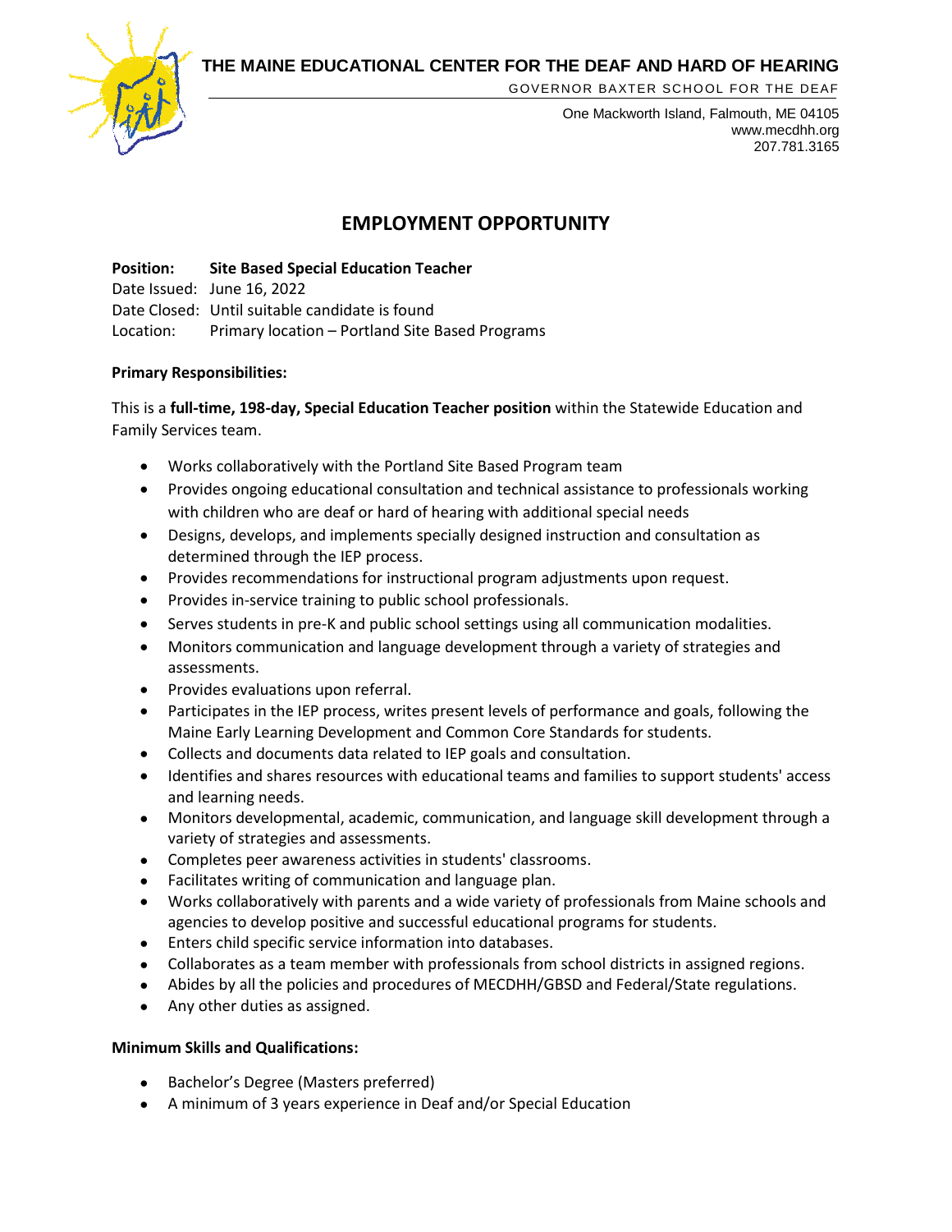# THE MAINE EDUCATIONAL CENTER FOR THE DEAF AND HARD OF HEARING

GOVERNOR BAXTER SCHOOL FOR THE DEAF

One Mackworth Island, Falmouth, ME 04105
www.mecdhh.org
207.781.3165

## EMPLOYMENT OPPORTUNITY

**Position:** **Site Based Special Education Teacher**
Date Issued: June 16, 2022
Date Closed: Until suitable candidate is found
Location: Primary location – Portland Site Based Programs

**Primary Responsibilities:**

This is a **full-time, 198-day, Special Education Teacher position** within the Statewide Education and Family Services team.

- Works collaboratively with the Portland Site Based Program team
- Provides ongoing educational consultation and technical assistance to professionals working with children who are deaf or hard of hearing with additional special needs
- Designs, develops, and implements specially designed instruction and consultation as determined through the IEP process.
- Provides recommendations for instructional program adjustments upon request.
- Provides in-service training to public school professionals.
- Serves students in pre-K and public school settings using all communication modalities.
- Monitors communication and language development through a variety of strategies and assessments.
- Provides evaluations upon referral.
- Participates in the IEP process, writes present levels of performance and goals, following the Maine Early Learning Development and Common Core Standards for students.
- Collects and documents data related to IEP goals and consultation.
- Identifies and shares resources with educational teams and families to support students' access and learning needs.
- Monitors developmental, academic, communication, and language skill development through a variety of strategies and assessments.
- Completes peer awareness activities in students' classrooms.
- Facilitates writing of communication and language plan.
- Works collaboratively with parents and a wide variety of professionals from Maine schools and agencies to develop positive and successful educational programs for students.
- Enters child specific service information into databases.
- Collaborates as a team member with professionals from school districts in assigned regions.
- Abides by all the policies and procedures of MECDHH/GBSD and Federal/State regulations.
- Any other duties as assigned.

**Minimum Skills and Qualifications:**

- Bachelor's Degree (Masters preferred)
- A minimum of 3 years experience in Deaf and/or Special Education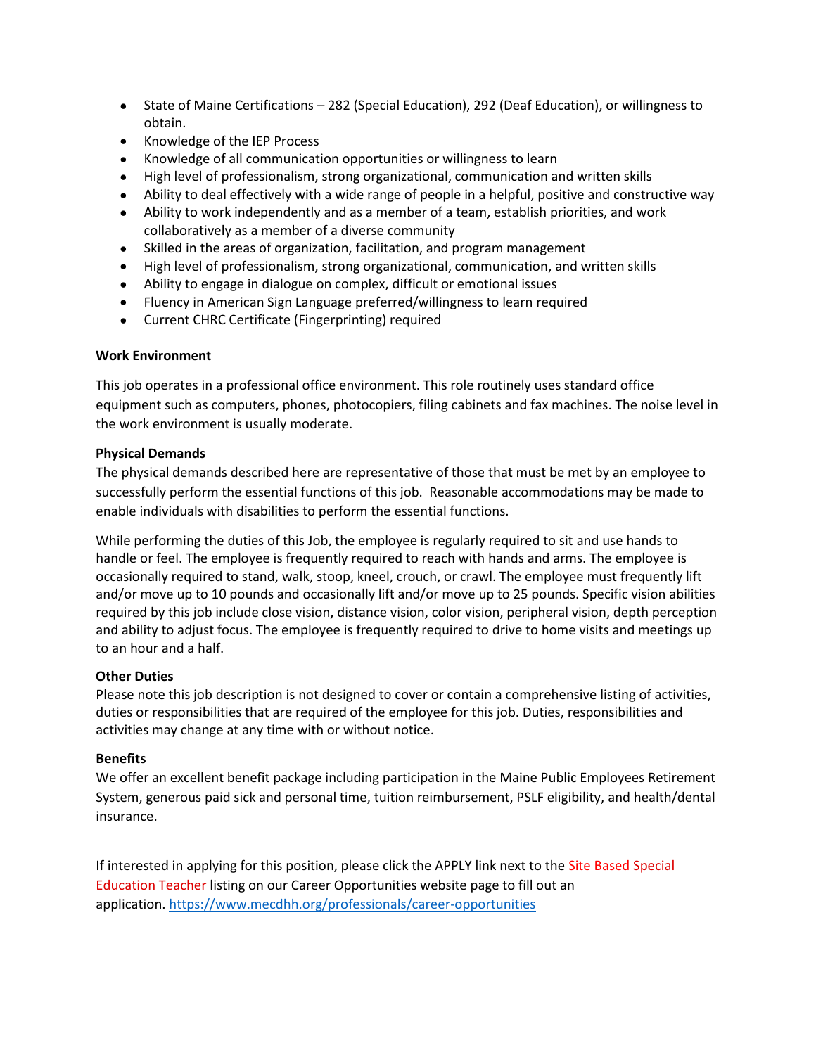- State of Maine Certifications – 282 (Special Education), 292 (Deaf Education), or willingness to obtain.
- Knowledge of the IEP Process
- Knowledge of all communication opportunities or willingness to learn
- High level of professionalism, strong organizational, communication and written skills
- Ability to deal effectively with a wide range of people in a helpful, positive and constructive way
- Ability to work independently and as a member of a team, establish priorities, and work collaboratively as a member of a diverse community
- Skilled in the areas of organization, facilitation, and program management
- High level of professionalism, strong organizational, communication, and written skills
- Ability to engage in dialogue on complex, difficult or emotional issues
- Fluency in American Sign Language preferred/willingness to learn required
- Current CHRC Certificate (Fingerprinting) required

**Work Environment**

This job operates in a professional office environment. This role routinely uses standard office equipment such as computers, phones, photocopiers, filing cabinets and fax machines. The noise level in the work environment is usually moderate.

**Physical Demands**

The physical demands described here are representative of those that must be met by an employee to successfully perform the essential functions of this job. Reasonable accommodations may be made to enable individuals with disabilities to perform the essential functions.

While performing the duties of this Job, the employee is regularly required to sit and use hands to handle or feel. The employee is frequently required to reach with hands and arms. The employee is occasionally required to stand, walk, stoop, kneel, crouch, or crawl. The employee must frequently lift and/or move up to 10 pounds and occasionally lift and/or move up to 25 pounds. Specific vision abilities required by this job include close vision, distance vision, color vision, peripheral vision, depth perception and ability to adjust focus. The employee is frequently required to drive to home visits and meetings up to an hour and a half.

**Other Duties**

Please note this job description is not designed to cover or contain a comprehensive listing of activities, duties or responsibilities that are required of the employee for this job. Duties, responsibilities and activities may change at any time with or without notice.

**Benefits**

We offer an excellent benefit package including participation in the Maine Public Employees Retirement System, generous paid sick and personal time, tuition reimbursement, PSLF eligibility, and health/dental insurance.

If interested in applying for this position, please click the APPLY link next to the Site Based Special Education Teacher listing on our Career Opportunities website page to fill out an application. https://www.mecdhh.org/professionals/career-opportunities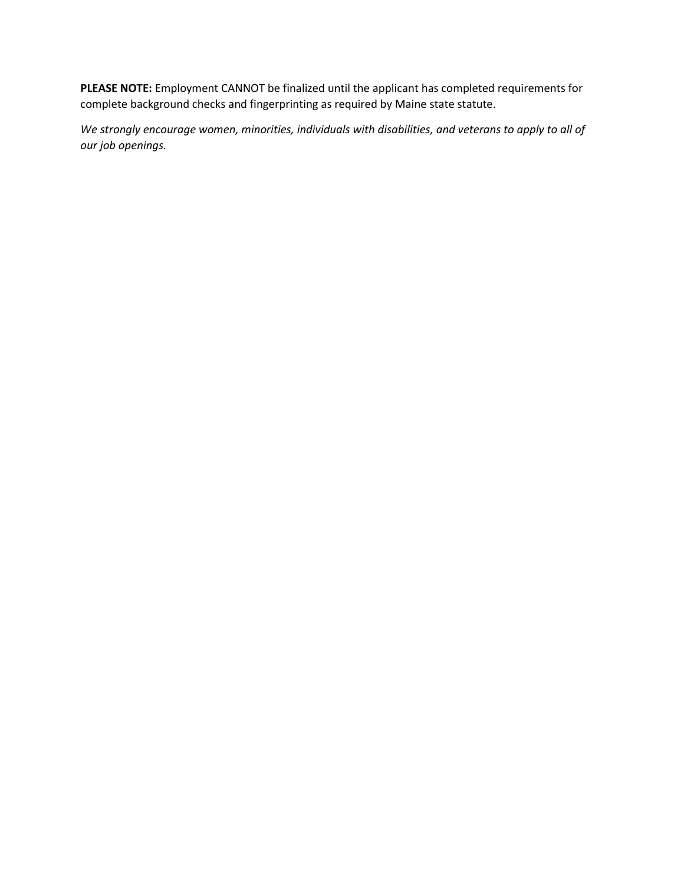**PLEASE NOTE:** Employment CANNOT be finalized until the applicant has completed requirements for complete background checks and fingerprinting as required by Maine state statute.

*We strongly encourage women, minorities, individuals with disabilities, and veterans to apply to all of our job openings.*